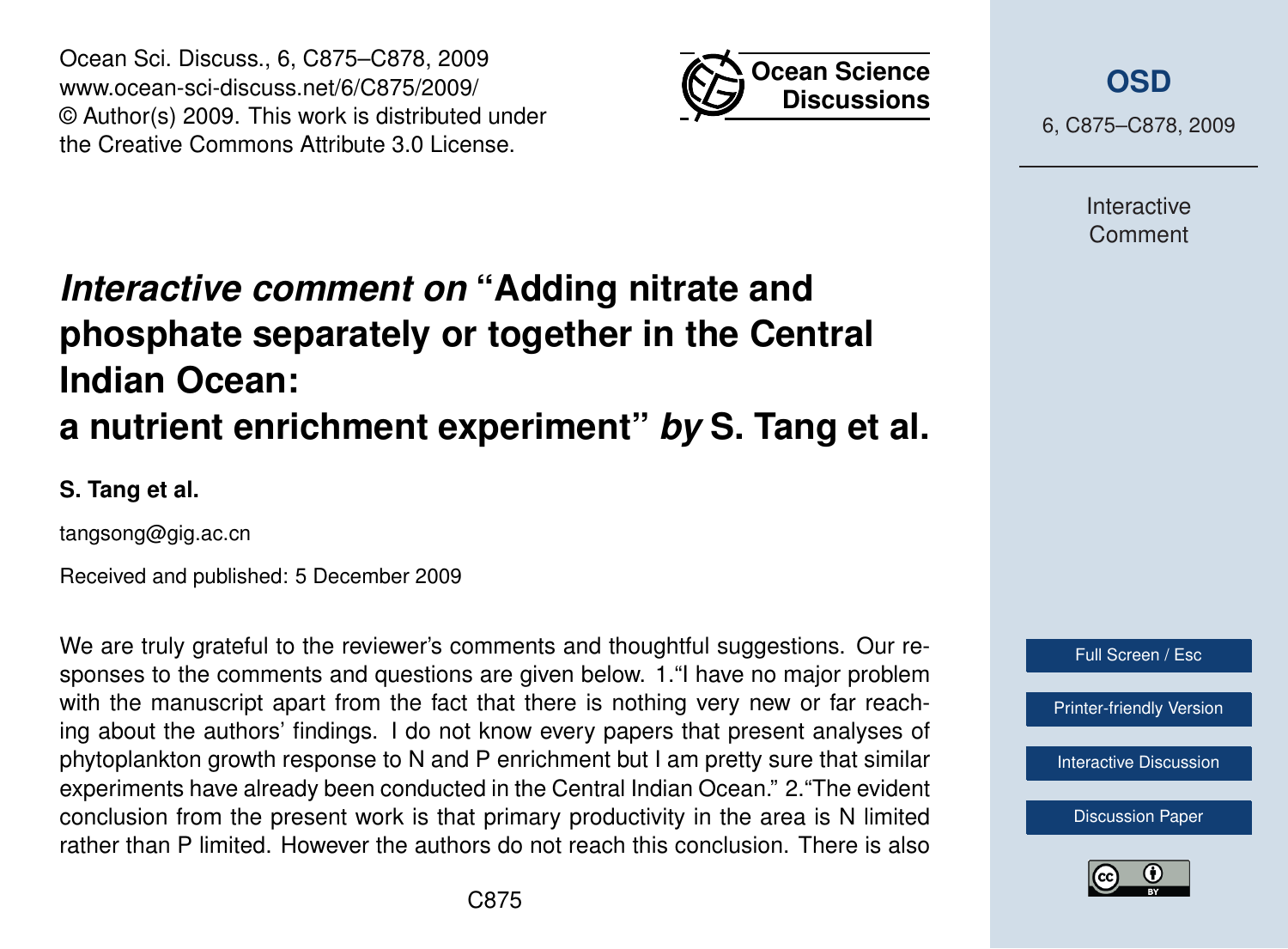# *Interactive comment on* "Adding nitrate and phosphate separately or together in the Central Indian Ocean: a nutrient enrichment experiment" *by* S. Tang et al.

**S. Tang et al.**

tangsong@gig.ac.cn

Received and published: 5 December 2009

We are truly grateful to the reviewer's comments and thoughtful suggestions. Our responses to the comments and questions are given below. 1."I have no major problem with the manuscript apart from the fact that there is nothing very new or far reaching about the authors' findings. I do not know every papers that present analyses of phytoplankton growth response to N and P enrichment but I am pretty sure that similar experiments have already been conducted in the Central Indian Ocean." 2."The evident conclusion from the present work is that primary productivity in the area is N limited rather than P limited. However the authors do not reach this conclusion. There is also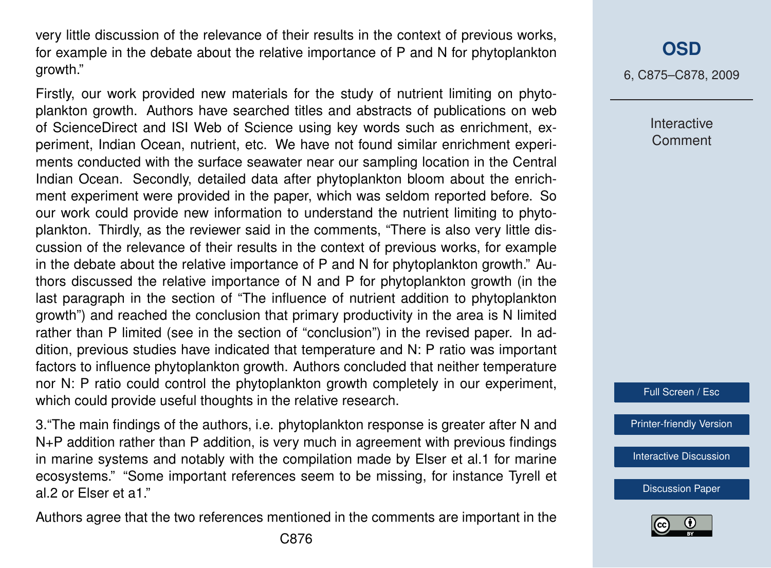very little discussion of the relevance of their results in the context of previous works, for example in the debate about the relative importance of P and N for phytoplankton growth."

Firstly, our work provided new materials for the study of nutrient limiting on phytoplankton growth. Authors have searched titles and abstracts of publications on web of ScienceDirect and ISI Web of Science using key words such as enrichment, experiment, Indian Ocean, nutrient, etc. We have not found similar enrichment experiments conducted with the surface seawater near our sampling location in the Central Indian Ocean. Secondly, detailed data after phytoplankton bloom about the enrichment experiment were provided in the paper, which was seldom reported before. So our work could provide new information to understand the nutrient limiting to phytoplankton. Thirdly, as the reviewer said in the comments, "There is also very little discussion of the relevance of their results in the context of previous works, for example in the debate about the relative importance of P and N for phytoplankton growth." Authors discussed the relative importance of N and P for phytoplankton growth (in the last paragraph in the section of "The influence of nutrient addition to phytoplankton growth") and reached the conclusion that primary productivity in the area is N limited rather than P limited (see in the section of "conclusion") in the revised paper. In addition, previous studies have indicated that temperature and N: P ratio was important factors to influence phytoplankton growth. Authors concluded that neither temperature nor N: P ratio could control the phytoplankton growth completely in our experiment, which could provide useful thoughts in the relative research.

3."The main findings of the authors, i.e. phytoplankton response is greater after N and N+P addition rather than P addition, is very much in agreement with previous findings in marine systems and notably with the compilation made by Elser et al.1 for marine ecosystems." "Some important references seem to be missing, for instance Tyrell et al.2 or Elser et a1."

Authors agree that the two references mentioned in the comments are important in the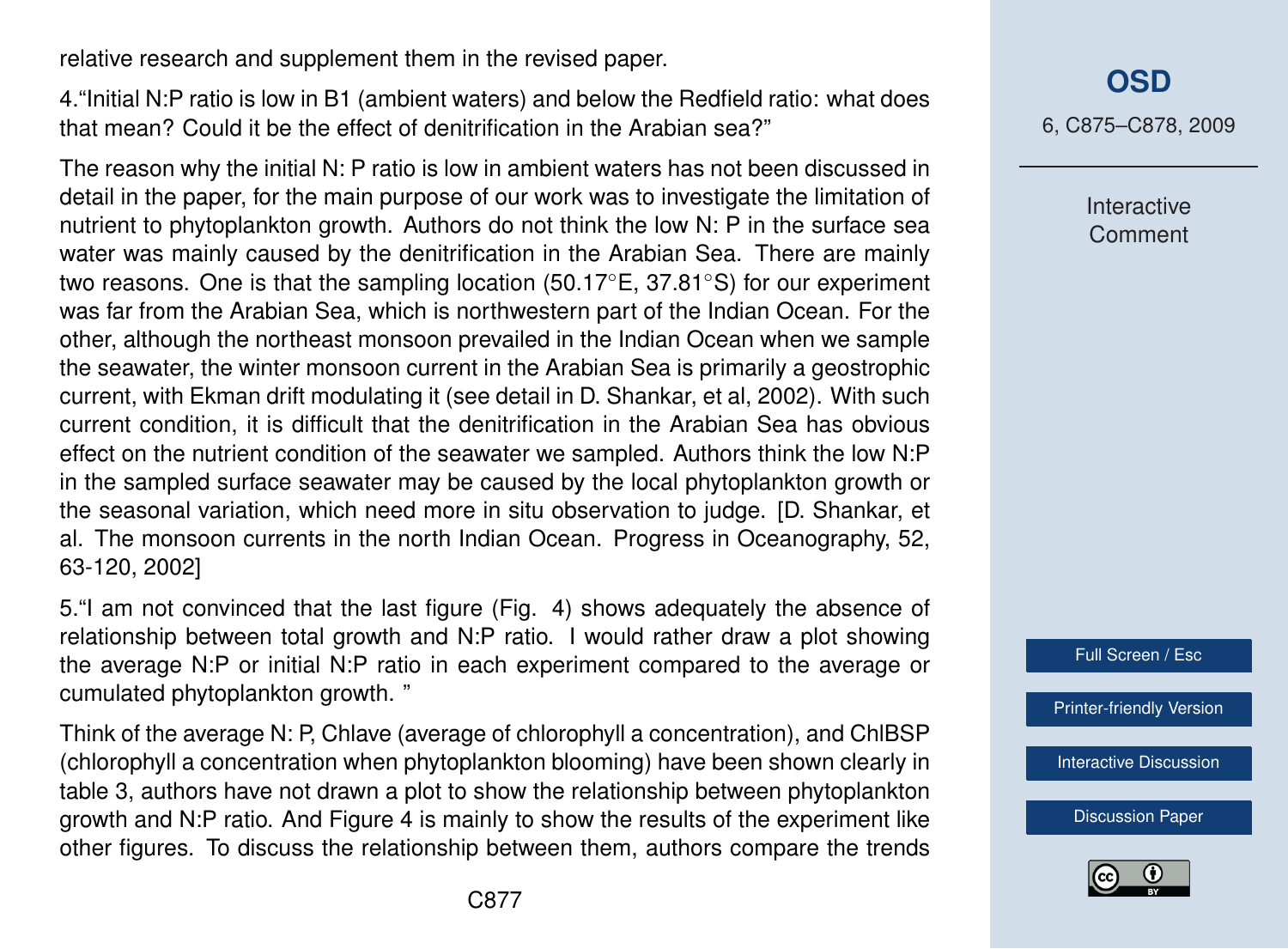relative research and supplement them in the revised paper.

4."Initial N:P ratio is low in B1 (ambient waters) and below the Redfield ratio: what does that mean? Could it be the effect of denitrification in the Arabian sea?"

The reason why the initial N: P ratio is low in ambient waters has not been discussed in detail in the paper, for the main purpose of our work was to investigate the limitation of nutrient to phytoplankton growth. Authors do not think the low N: P in the surface sea water was mainly caused by the denitrification in the Arabian Sea. There are mainly two reasons. One is that the sampling location (50.17°E, 37.81°S) for our experiment was far from the Arabian Sea, which is northwestern part of the Indian Ocean. For the other, although the northeast monsoon prevailed in the Indian Ocean when we sample the seawater, the winter monsoon current in the Arabian Sea is primarily a geostrophic current, with Ekman drift modulating it (see detail in D. Shankar, et al, 2002). With such current condition, it is difficult that the denitrification in the Arabian Sea has obvious effect on the nutrient condition of the seawater we sampled. Authors think the low N:P in the sampled surface seawater may be caused by the local phytoplankton growth or the seasonal variation, which need more in situ observation to judge. [D. Shankar, et al. The monsoon currents in the north Indian Ocean. Progress in Oceanography, 52, 63-120, 2002]

5."I am not convinced that the last figure (Fig. 4) shows adequately the absence of relationship between total growth and N:P ratio. I would rather draw a plot showing the average N:P or initial N:P ratio in each experiment compared to the average or cumulated phytoplankton growth. "

Think of the average N: P, Chlave (average of chlorophyll a concentration), and ChlBSP (chlorophyll a concentration when phytoplankton blooming) have been shown clearly in table 3, authors have not drawn a plot to show the relationship between phytoplankton growth and N:P ratio. And Figure 4 is mainly to show the results of the experiment like other figures. To discuss the relationship between them, authors compare the trends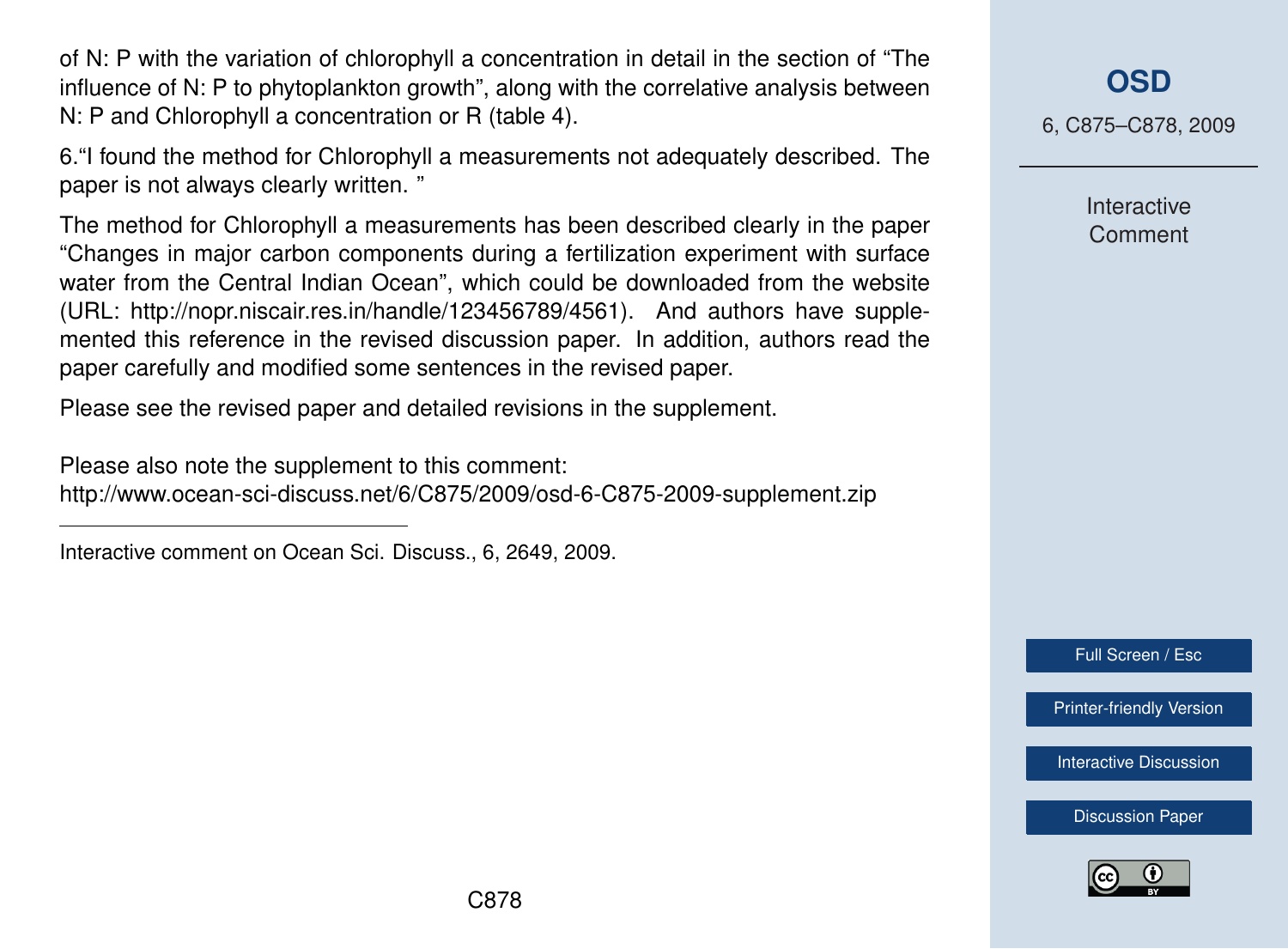of N: P with the variation of chlorophyll a concentration in detail in the section of "The influence of N: P to phytoplankton growth", along with the correlative analysis between N: P and Chlorophyll a concentration or R (table 4).

6."I found the method for Chlorophyll a measurements not adequately described. The paper is not always clearly written. "

The method for Chlorophyll a measurements has been described clearly in the paper "Changes in major carbon components during a fertilization experiment with surface water from the Central Indian Ocean", which could be downloaded from the website (URL: http://nopr.niscair.res.in/handle/123456789/4561). And authors have supplemented this reference in the revised discussion paper. In addition, authors read the paper carefully and modified some sentences in the revised paper.

Please see the revised paper and detailed revisions in the supplement.

Please also note the supplement to this comment:
http://www.ocean-sci-discuss.net/6/C875/2009/osd-6-C875-2009-supplement.zip

---

Interactive comment on Ocean Sci. Discuss., 6, 2649, 2009.